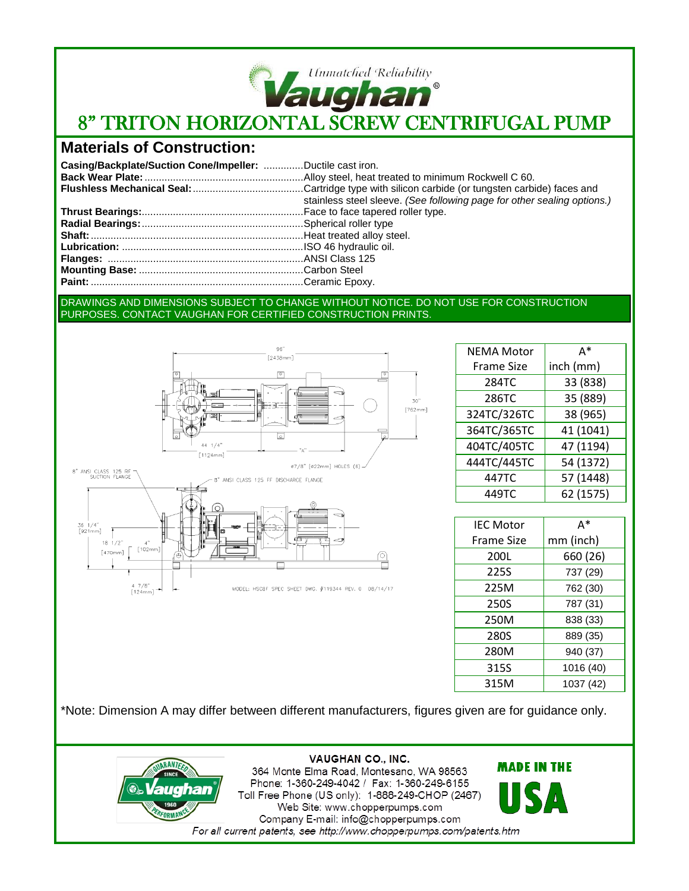Unmatched Reliability

Vaughan®

# 8" TRITON HORIZONTAL SCREW CENTRIFUGAL PUMP

## Materials of Construction:

**Casing/Backplate/Suction Cone/Impeller:** ..............Ductile cast iron.
**Back Wear Plate:** ........................................................Alloy steel, heat treated to minimum Rockwell C 60.
**Flushless Mechanical Seal:** .......................................Cartridge type with silicon carbide (or tungsten carbide) faces and stainless steel sleeve. *(See following page for other sealing options.)*
**Thrust Bearings:**........................................................Face to face tapered roller type.
**Radial Bearings:**........................................................Spherical roller type
**Shaft:**..........................................................................Heat treated alloy steel.
**Lubrication:** ...............................................................ISO 46 hydraulic oil.
**Flanges:** ....................................................................ANSI Class 125
**Mounting Base:** .........................................................Carbon Steel
**Paint:** ..........................................................................Ceramic Epoxy.

DRAWINGS AND DIMENSIONS SUBJECT TO CHANGE WITHOUT NOTICE. DO NOT USE FOR CONSTRUCTION PURPOSES. CONTACT VAUGHAN FOR CERTIFIED CONSTRUCTION PRINTS.

96" [2438mm]
30" [762mm]
44 1/4" [1124mm]
"A"
ø7/8" [ø22mm] HOLES (6)
8" ANSI CLASS 125 RF SUCTION FLANGE
8" ANSI CLASS 125 FF DISCHARGE FLANGE
36 1/4" [921mm]
18 1/2" [470mm]
4" [102mm]
4 7/8" [124mm]
MODEL: HSC8F SPEC SHEET DWG. #119344 REV. 0 08/14/17

| NEMA Motor Frame Size | A* inch (mm) |
|---|---|
| 284TC | 33 (838) |
| 286TC | 35 (889) |
| 324TC/326TC | 38 (965) |
| 364TC/365TC | 41 (1041) |
| 404TC/405TC | 47 (1194) |
| 444TC/445TC | 54 (1372) |
| 447TC | 57 (1448) |
| 449TC | 62 (1575) |

| IEC Motor Frame Size | A* mm (inch) |
|---|---|
| 200L | 660 (26) |
| 225S | 737 (29) |
| 225M | 762 (30) |
| 250S | 787 (31) |
| 250M | 838 (33) |
| 280S | 889 (35) |
| 280M | 940 (37) |
| 315S | 1016 (40) |
| 315M | 1037 (42) |

*Note: Dimension A may differ between different manufacturers, figures given are for guidance only.

**VAUGHAN CO., INC.**
364 Monte Elma Road, Montesano, WA 98563
Phone: 1-360-249-4042 / Fax: 1-360-249-6155
Toll Free Phone (US only): 1-888-249-CHOP (2467)
Web Site: www.chopperpumps.com
Company E-mail: info@chopperpumps.com
*For all current patents, see http://www.chopperpumps.com/patents.htm*

MADE IN THE USA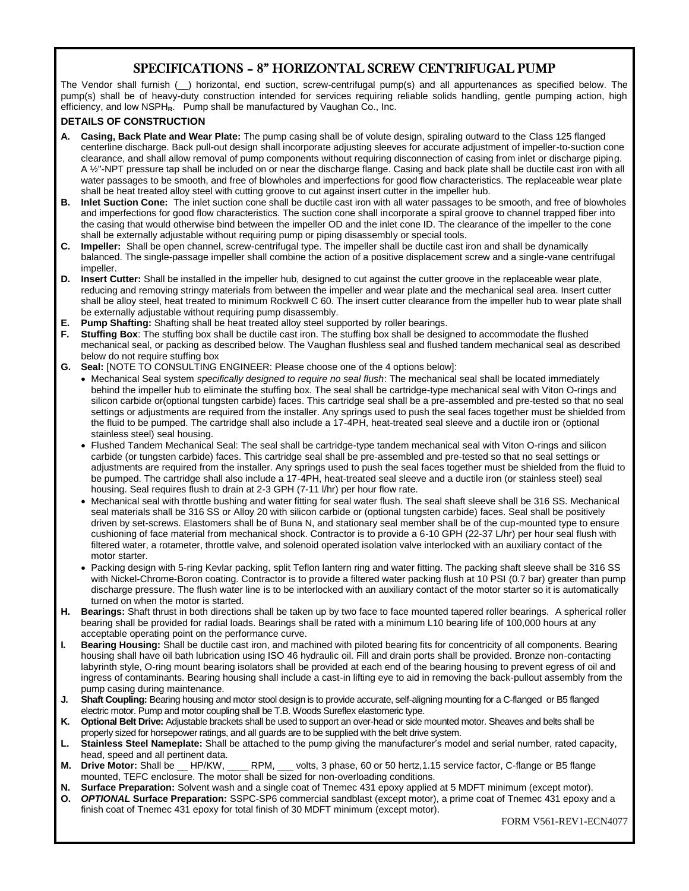# SPECIFICATIONS - 8" HORIZONTAL SCREW CENTRIFUGAL PUMP

The Vendor shall furnish (__) horizontal, end suction, screw-centrifugal pump(s) and all appurtenances as specified below. The pump(s) shall be of heavy-duty construction intended for services requiring reliable solids handling, gentle pumping action, high efficiency, and low $NSPH_R$. Pump shall be manufactured by Vaughan Co., Inc.

## DETAILS OF CONSTRUCTION

**A. Casing, Back Plate and Wear Plate:** The pump casing shall be of volute design, spiraling outward to the Class 125 flanged centerline discharge. Back pull-out design shall incorporate adjusting sleeves for accurate adjustment of impeller-to-suction cone clearance, and shall allow removal of pump components without requiring disconnection of casing from inlet or discharge piping. A ½"-NPT pressure tap shall be included on or near the discharge flange. Casing and back plate shall be ductile cast iron with all water passages to be smooth, and free of blowholes and imperfections for good flow characteristics. The replaceable wear plate shall be heat treated alloy steel with cutting groove to cut against insert cutter in the impeller hub.

**B. Inlet Suction Cone:** The inlet suction cone shall be ductile cast iron with all water passages to be smooth, and free of blowholes and imperfections for good flow characteristics. The suction cone shall incorporate a spiral groove to channel trapped fiber into the casing that would otherwise bind between the impeller OD and the inlet cone ID. The clearance of the impeller to the cone shall be externally adjustable without requiring pump or piping disassembly or special tools.

**C. Impeller:** Shall be open channel, screw-centrifugal type. The impeller shall be ductile cast iron and shall be dynamically balanced. The single-passage impeller shall combine the action of a positive displacement screw and a single-vane centrifugal impeller.

**D. Insert Cutter:** Shall be installed in the impeller hub, designed to cut against the cutter groove in the replaceable wear plate, reducing and removing stringy materials from between the impeller and wear plate and the mechanical seal area. Insert cutter shall be alloy steel, heat treated to minimum Rockwell C 60. The insert cutter clearance from the impeller hub to wear plate shall be externally adjustable without requiring pump disassembly.

**E. Pump Shafting:** Shafting shall be heat treated alloy steel supported by roller bearings.

**F. Stuffing Box**: The stuffing box shall be ductile cast iron. The stuffing box shall be designed to accommodate the flushed mechanical seal, or packing as described below. The Vaughan flushless seal and flushed tandem mechanical seal as described below do not require stuffing box

**G. Seal:** [NOTE TO CONSULTING ENGINEER: Please choose one of the 4 options below]:

- Mechanical Seal system *specifically designed to require no seal flush*: The mechanical seal shall be located immediately behind the impeller hub to eliminate the stuffing box. The seal shall be cartridge-type mechanical seal with Viton O-rings and silicon carbide or(optional tungsten carbide) faces. This cartridge seal shall be a pre-assembled and pre-tested so that no seal settings or adjustments are required from the installer. Any springs used to push the seal faces together must be shielded from the fluid to be pumped. The cartridge shall also include a 17-4PH, heat-treated seal sleeve and a ductile iron or (optional stainless steel) seal housing.
- Flushed Tandem Mechanical Seal: The seal shall be cartridge-type tandem mechanical seal with Viton O-rings and silicon carbide (or tungsten carbide) faces. This cartridge seal shall be pre-assembled and pre-tested so that no seal settings or adjustments are required from the installer. Any springs used to push the seal faces together must be shielded from the fluid to be pumped. The cartridge shall also include a 17-4PH, heat-treated seal sleeve and a ductile iron (or stainless steel) seal housing. Seal requires flush to drain at 2-3 GPH (7-11 l/hr) per hour flow rate.
- Mechanical seal with throttle bushing and water fitting for seal water flush. The seal shaft sleeve shall be 316 SS. Mechanical seal materials shall be 316 SS or Alloy 20 with silicon carbide or (optional tungsten carbide) faces. Seal shall be positively driven by set-screws. Elastomers shall be of Buna N, and stationary seal member shall be of the cup-mounted type to ensure cushioning of face material from mechanical shock. Contractor is to provide a 6-10 GPH (22-37 L/hr) per hour seal flush with filtered water, a rotameter, throttle valve, and solenoid operated isolation valve interlocked with an auxiliary contact of the motor starter.
- Packing design with 5-ring Kevlar packing, split Teflon lantern ring and water fitting. The packing shaft sleeve shall be 316 SS with Nickel-Chrome-Boron coating. Contractor is to provide a filtered water packing flush at 10 PSI (0.7 bar) greater than pump discharge pressure. The flush water line is to be interlocked with an auxiliary contact of the motor starter so it is automatically turned on when the motor is started.

**H. Bearings:** Shaft thrust in both directions shall be taken up by two face to face mounted tapered roller bearings. A spherical roller bearing shall be provided for radial loads. Bearings shall be rated with a minimum L10 bearing life of 100,000 hours at any acceptable operating point on the performance curve.

**I. Bearing Housing:** Shall be ductile cast iron, and machined with piloted bearing fits for concentricity of all components. Bearing housing shall have oil bath lubrication using ISO 46 hydraulic oil. Fill and drain ports shall be provided. Bronze non-contacting labyrinth style, O-ring mount bearing isolators shall be provided at each end of the bearing housing to prevent egress of oil and ingress of contaminants. Bearing housing shall include a cast-in lifting eye to aid in removing the back-pullout assembly from the pump casing during maintenance.

**J. Shaft Coupling:** Bearing housing and motor stool design is to provide accurate, self-aligning mounting for a C-flanged or B5 flanged electric motor. Pump and motor coupling shall be T.B. Woods Sureflex elastomeric type.

**K. Optional Belt Drive:** Adjustable brackets shall be used to support an over-head or side mounted motor. Sheaves and belts shall be properly sized for horsepower ratings, and all guards are to be supplied with the belt drive system.

**L. Stainless Steel Nameplate:** Shall be attached to the pump giving the manufacturer's model and serial number, rated capacity, head, speed and all pertinent data.

**M. Drive Motor:** Shall be __ HP/KW, ____ RPM, ___ volts, 3 phase, 60 or 50 hertz,1.15 service factor, C-flange or B5 flange mounted, TEFC enclosure. The motor shall be sized for non-overloading conditions.

**N. Surface Preparation:** Solvent wash and a single coat of Tnemec 431 epoxy applied at 5 MDFT minimum (except motor).

**O. *OPTIONAL* Surface Preparation:** SSPC-SP6 commercial sandblast (except motor), a prime coat of Tnemec 431 epoxy and a finish coat of Tnemec 431 epoxy for total finish of 30 MDFT minimum (except motor).

FORM V561-REV1-ECN4077